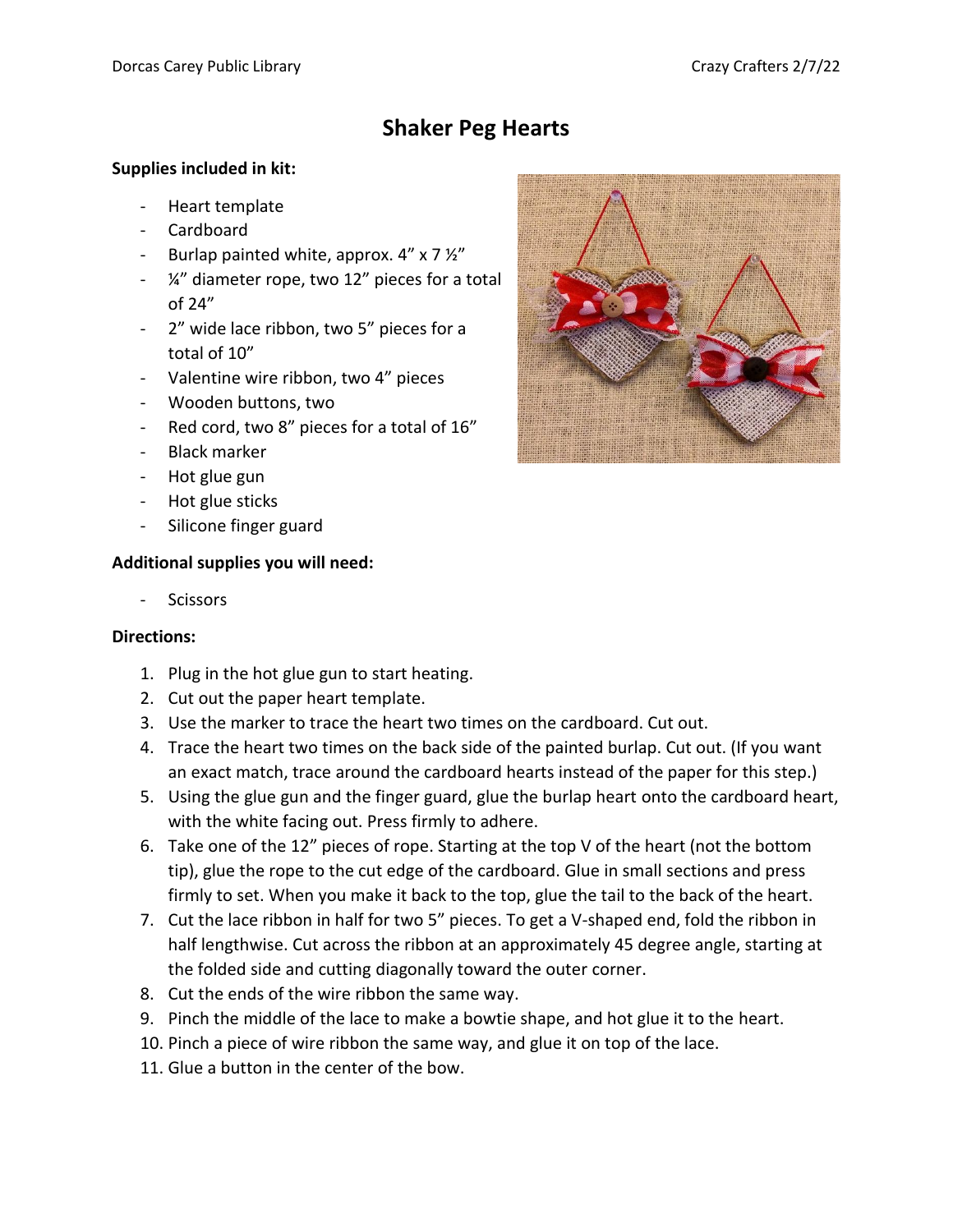# Shaker Peg Hearts

**Supplies included in kit:**

- Heart template
- Cardboard
- Burlap painted white, approx. 4" x 7 ½"
- ¼" diameter rope, two 12" pieces for a total of 24"
- 2" wide lace ribbon, two 5" pieces for a total of 10"
- Valentine wire ribbon, two 4" pieces
- Wooden buttons, two
- Red cord, two 8" pieces for a total of 16"
- Black marker
- Hot glue gun
- Hot glue sticks
- Silicone finger guard

**Additional supplies you will need:**

- Scissors

**Directions:**

1. Plug in the hot glue gun to start heating.
2. Cut out the paper heart template.
3. Use the marker to trace the heart two times on the cardboard. Cut out.
4. Trace the heart two times on the back side of the painted burlap. Cut out. (If you want an exact match, trace around the cardboard hearts instead of the paper for this step.)
5. Using the glue gun and the finger guard, glue the burlap heart onto the cardboard heart, with the white facing out. Press firmly to adhere.
6. Take one of the 12" pieces of rope. Starting at the top V of the heart (not the bottom tip), glue the rope to the cut edge of the cardboard. Glue in small sections and press firmly to set. When you make it back to the top, glue the tail to the back of the heart.
7. Cut the lace ribbon in half for two 5" pieces. To get a V-shaped end, fold the ribbon in half lengthwise. Cut across the ribbon at an approximately 45 degree angle, starting at the folded side and cutting diagonally toward the outer corner.
8. Cut the ends of the wire ribbon the same way.
9. Pinch the middle of the lace to make a bowtie shape, and hot glue it to the heart.
10. Pinch a piece of wire ribbon the same way, and glue it on top of the lace.
11. Glue a button in the center of the bow.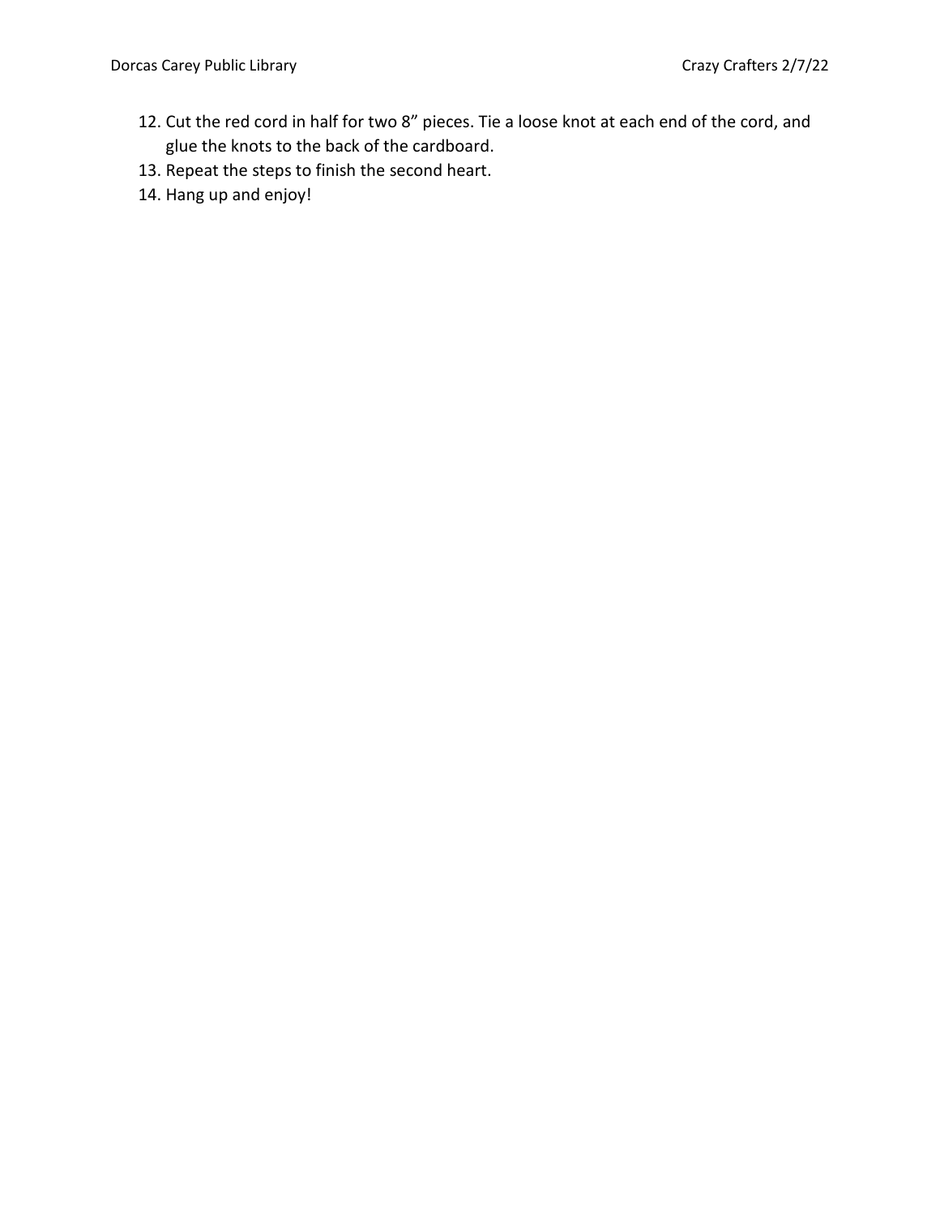12. Cut the red cord in half for two 8” pieces. Tie a loose knot at each end of the cord, and glue the knots to the back of the cardboard.
13. Repeat the steps to finish the second heart.
14. Hang up and enjoy!